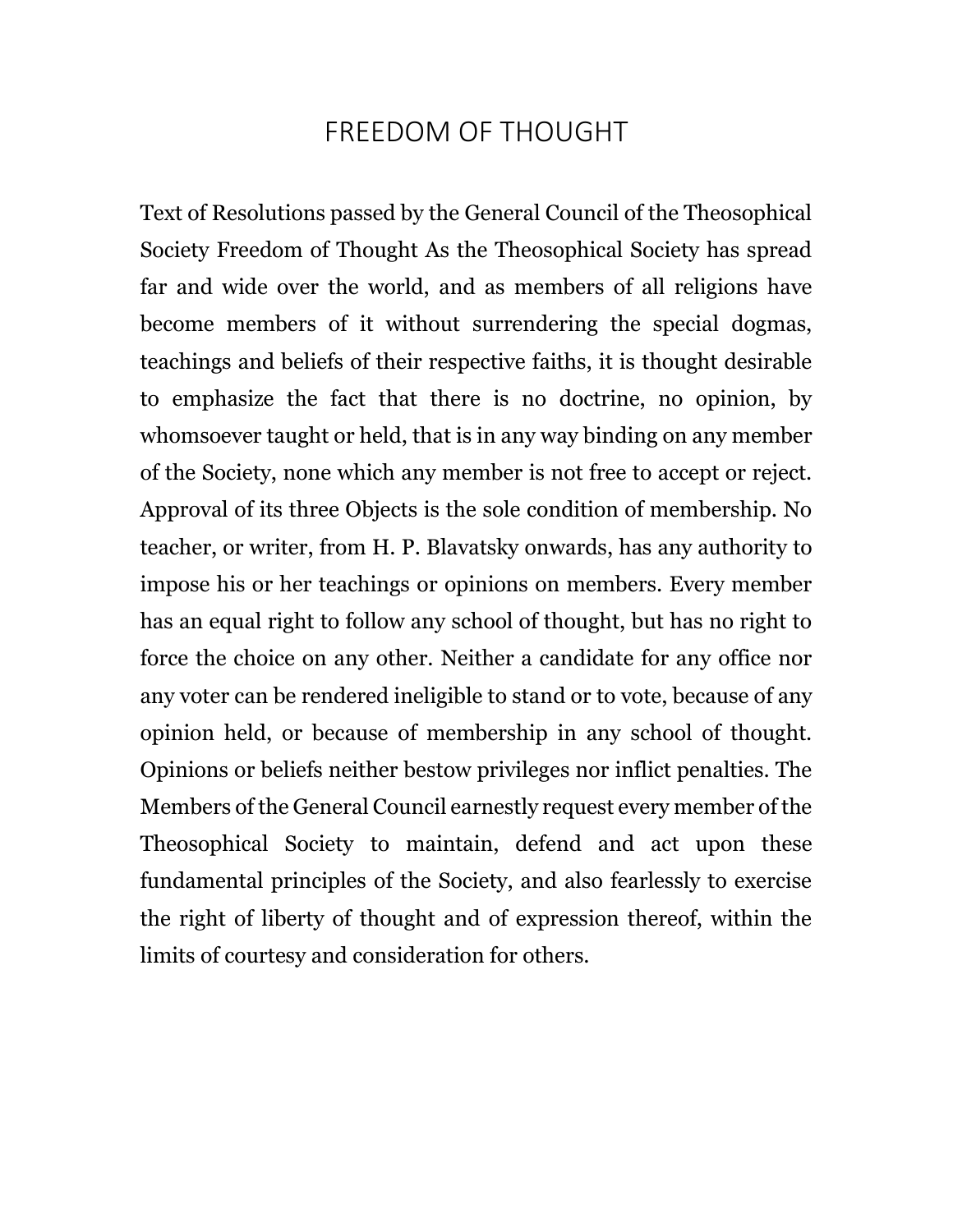# FREEDOM OF THOUGHT

Text of Resolutions passed by the General Council of the Theosophical Society Freedom of Thought As the Theosophical Society has spread far and wide over the world, and as members of all religions have become members of it without surrendering the special dogmas, teachings and beliefs of their respective faiths, it is thought desirable to emphasize the fact that there is no doctrine, no opinion, by whomsoever taught or held, that is in any way binding on any member of the Society, none which any member is not free to accept or reject. Approval of its three Objects is the sole condition of membership. No teacher, or writer, from H. P. Blavatsky onwards, has any authority to impose his or her teachings or opinions on members. Every member has an equal right to follow any school of thought, but has no right to force the choice on any other. Neither a candidate for any office nor any voter can be rendered ineligible to stand or to vote, because of any opinion held, or because of membership in any school of thought. Opinions or beliefs neither bestow privileges nor inflict penalties. The Members of the General Council earnestly request every member of the Theosophical Society to maintain, defend and act upon these fundamental principles of the Society, and also fearlessly to exercise the right of liberty of thought and of expression thereof, within the limits of courtesy and consideration for others.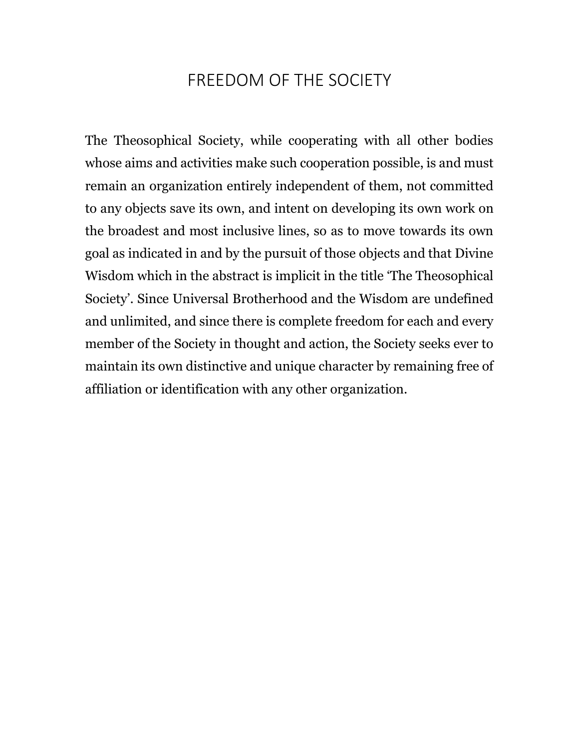# FREEDOM OF THE SOCIETY

The Theosophical Society, while cooperating with all other bodies whose aims and activities make such cooperation possible, is and must remain an organization entirely independent of them, not committed to any objects save its own, and intent on developing its own work on the broadest and most inclusive lines, so as to move towards its own goal as indicated in and by the pursuit of those objects and that Divine Wisdom which in the abstract is implicit in the title 'The Theosophical Society'. Since Universal Brotherhood and the Wisdom are undefined and unlimited, and since there is complete freedom for each and every member of the Society in thought and action, the Society seeks ever to maintain its own distinctive and unique character by remaining free of affiliation or identification with any other organization.